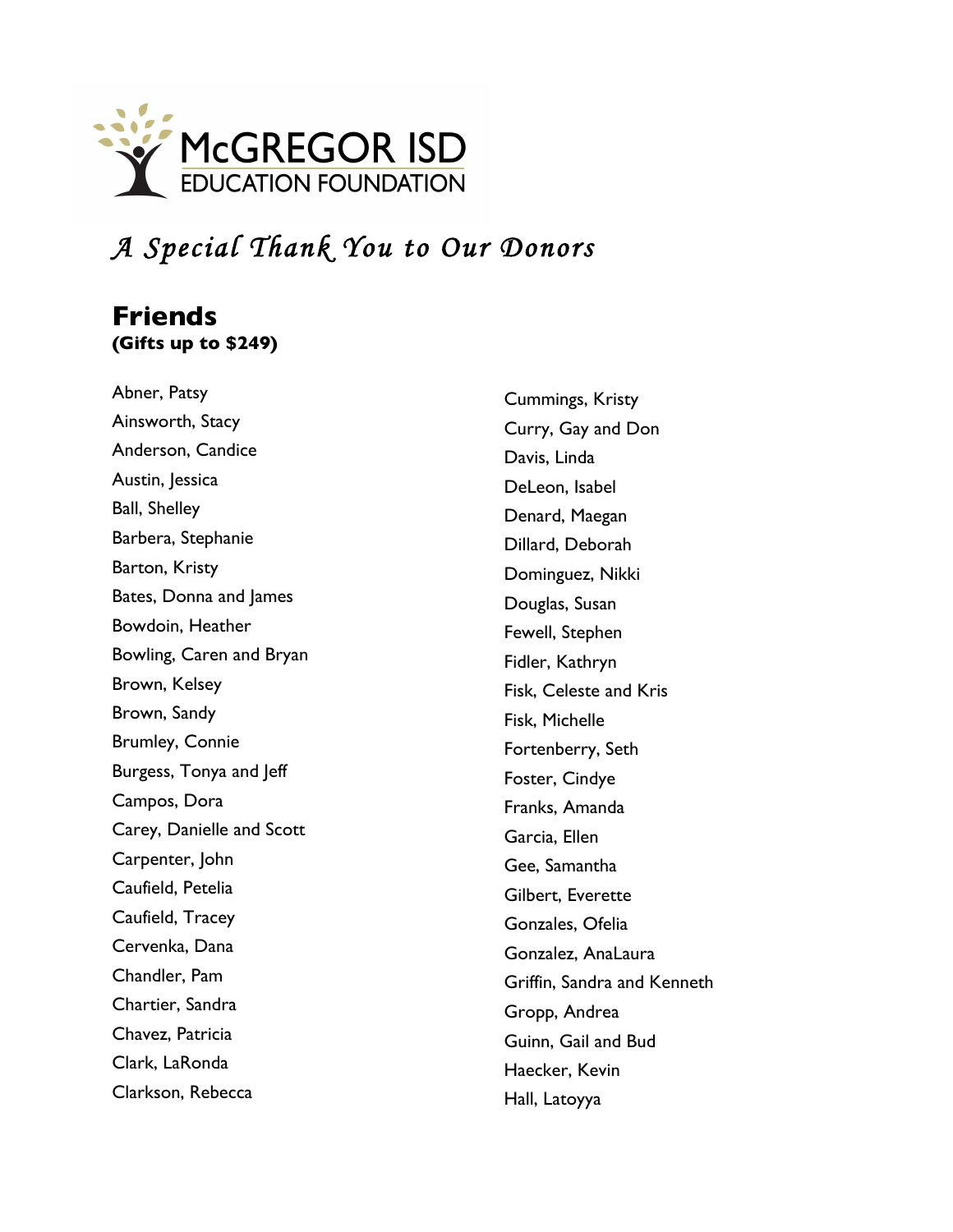McGREGOR ISD
EDUCATION FOUNDATION

# *A Special Thank You to Our Donors*

## Friends
**(Gifts up to $249)**

Abner, Patsy
Ainsworth, Stacy
Anderson, Candice
Austin, Jessica
Ball, Shelley
Barbera, Stephanie
Barton, Kristy
Bates, Donna and James
Bowdoin, Heather
Bowling, Caren and Bryan
Brown, Kelsey
Brown, Sandy
Brumley, Connie
Burgess, Tonya and Jeff
Campos, Dora
Carey, Danielle and Scott
Carpenter, John
Caufield, Petelia
Caufield, Tracey
Cervenka, Dana
Chandler, Pam
Chartier, Sandra
Chavez, Patricia
Clark, LaRonda
Clarkson, Rebecca
Cummings, Kristy
Curry, Gay and Don
Davis, Linda
DeLeon, Isabel
Denard, Maegan
Dillard, Deborah
Dominguez, Nikki
Douglas, Susan
Fewell, Stephen
Fidler, Kathryn
Fisk, Celeste and Kris
Fisk, Michelle
Fortenberry, Seth
Foster, Cindye
Franks, Amanda
Garcia, Ellen
Gee, Samantha
Gilbert, Everette
Gonzales, Ofelia
Gonzalez, AnaLaura
Griffin, Sandra and Kenneth
Gropp, Andrea
Guinn, Gail and Bud
Haecker, Kevin
Hall, Latoyya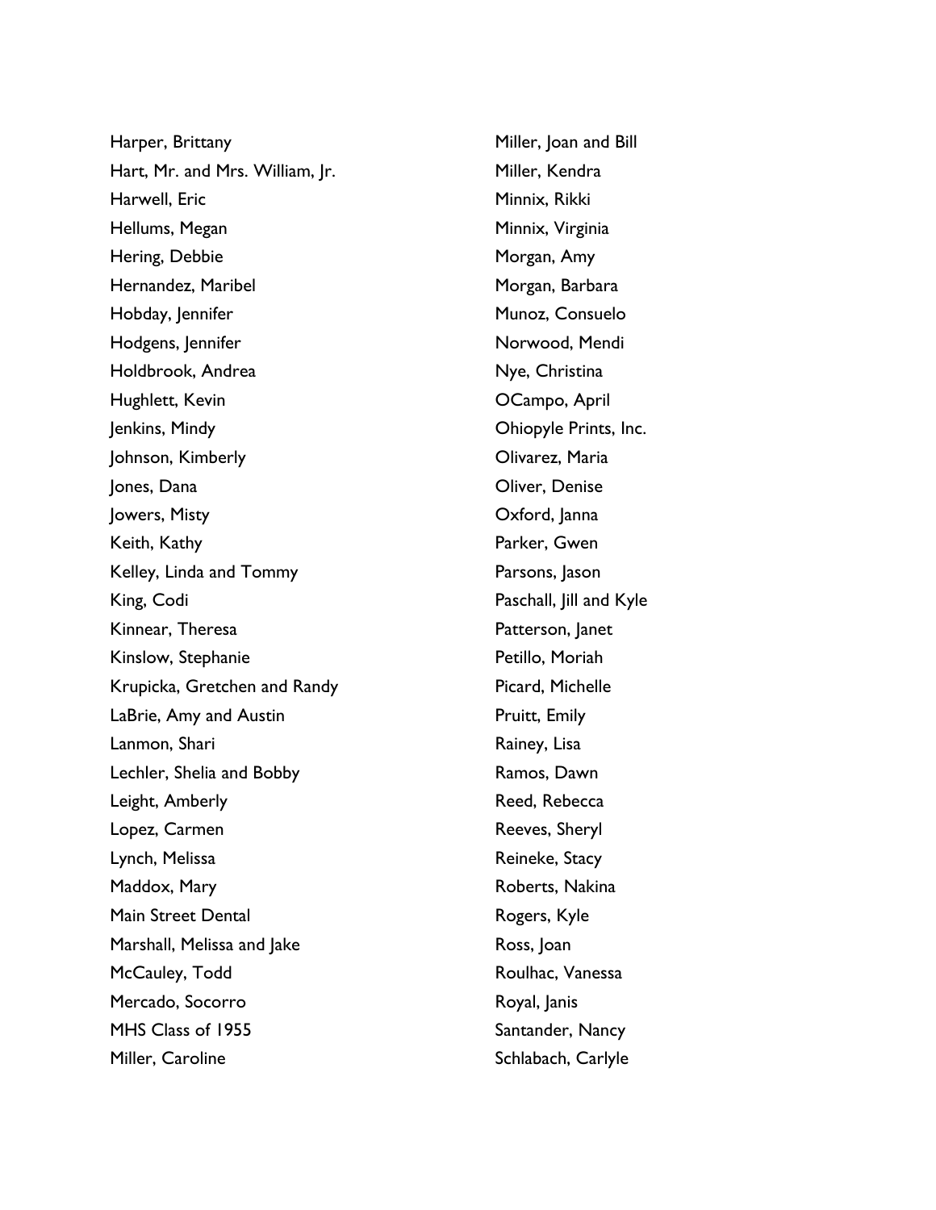Harper, Brittany
Hart, Mr. and Mrs. William, Jr.
Harwell, Eric
Hellums, Megan
Hering, Debbie
Hernandez, Maribel
Hobday, Jennifer
Hodgens, Jennifer
Holdbrook, Andrea
Hughlett, Kevin
Jenkins, Mindy
Johnson, Kimberly
Jones, Dana
Jowers, Misty
Keith, Kathy
Kelley, Linda and Tommy
King, Codi
Kinnear, Theresa
Kinslow, Stephanie
Krupicka, Gretchen and Randy
LaBrie, Amy and Austin
Lanmon, Shari
Lechler, Shelia and Bobby
Leight, Amberly
Lopez, Carmen
Lynch, Melissa
Maddox, Mary
Main Street Dental
Marshall, Melissa and Jake
McCauley, Todd
Mercado, Socorro
MHS Class of 1955
Miller, Caroline
Miller, Joan and Bill
Miller, Kendra
Minnix, Rikki
Minnix, Virginia
Morgan, Amy
Morgan, Barbara
Munoz, Consuelo
Norwood, Mendi
Nye, Christina
OCampo, April
Ohiopyle Prints, Inc.
Olivarez, Maria
Oliver, Denise
Oxford, Janna
Parker, Gwen
Parsons, Jason
Paschall, Jill and Kyle
Patterson, Janet
Petillo, Moriah
Picard, Michelle
Pruitt, Emily
Rainey, Lisa
Ramos, Dawn
Reed, Rebecca
Reeves, Sheryl
Reineke, Stacy
Roberts, Nakina
Rogers, Kyle
Ross, Joan
Roulhac, Vanessa
Royal, Janis
Santander, Nancy
Schlabach, Carlyle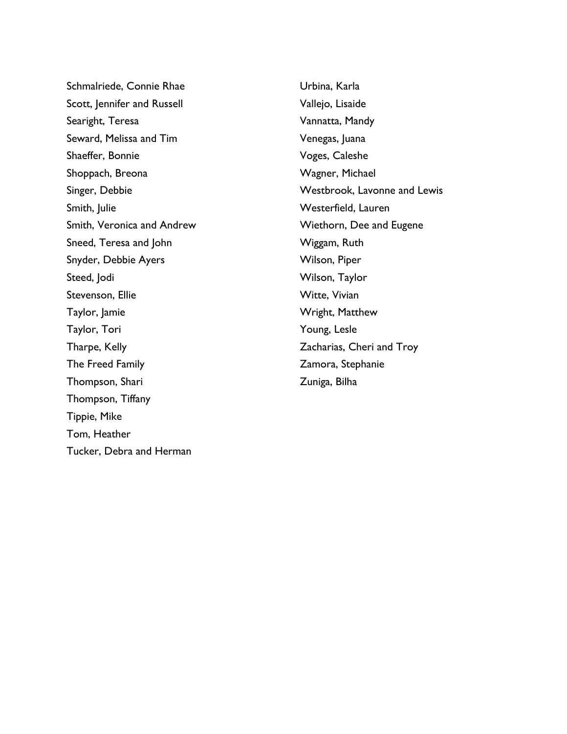Schmalriede, Connie Rhae
Scott, Jennifer and Russell
Searight, Teresa
Seward, Melissa and Tim
Shaeffer, Bonnie
Shoppach, Breona
Singer, Debbie
Smith, Julie
Smith, Veronica and Andrew
Sneed, Teresa and John
Snyder, Debbie Ayers
Steed, Jodi
Stevenson, Ellie
Taylor, Jamie
Taylor, Tori
Tharpe, Kelly
The Freed Family
Thompson, Shari
Thompson, Tiffany
Tippie, Mike
Tom, Heather
Tucker, Debra and Herman
Urbina, Karla
Vallejo, Lisaide
Vannatta, Mandy
Venegas, Juana
Voges, Caleshe
Wagner, Michael
Westbrook, Lavonne and Lewis
Westerfield, Lauren
Wiethorn, Dee and Eugene
Wiggam, Ruth
Wilson, Piper
Wilson, Taylor
Witte, Vivian
Wright, Matthew
Young, Lesle
Zacharias, Cheri and Troy
Zamora, Stephanie
Zuniga, Bilha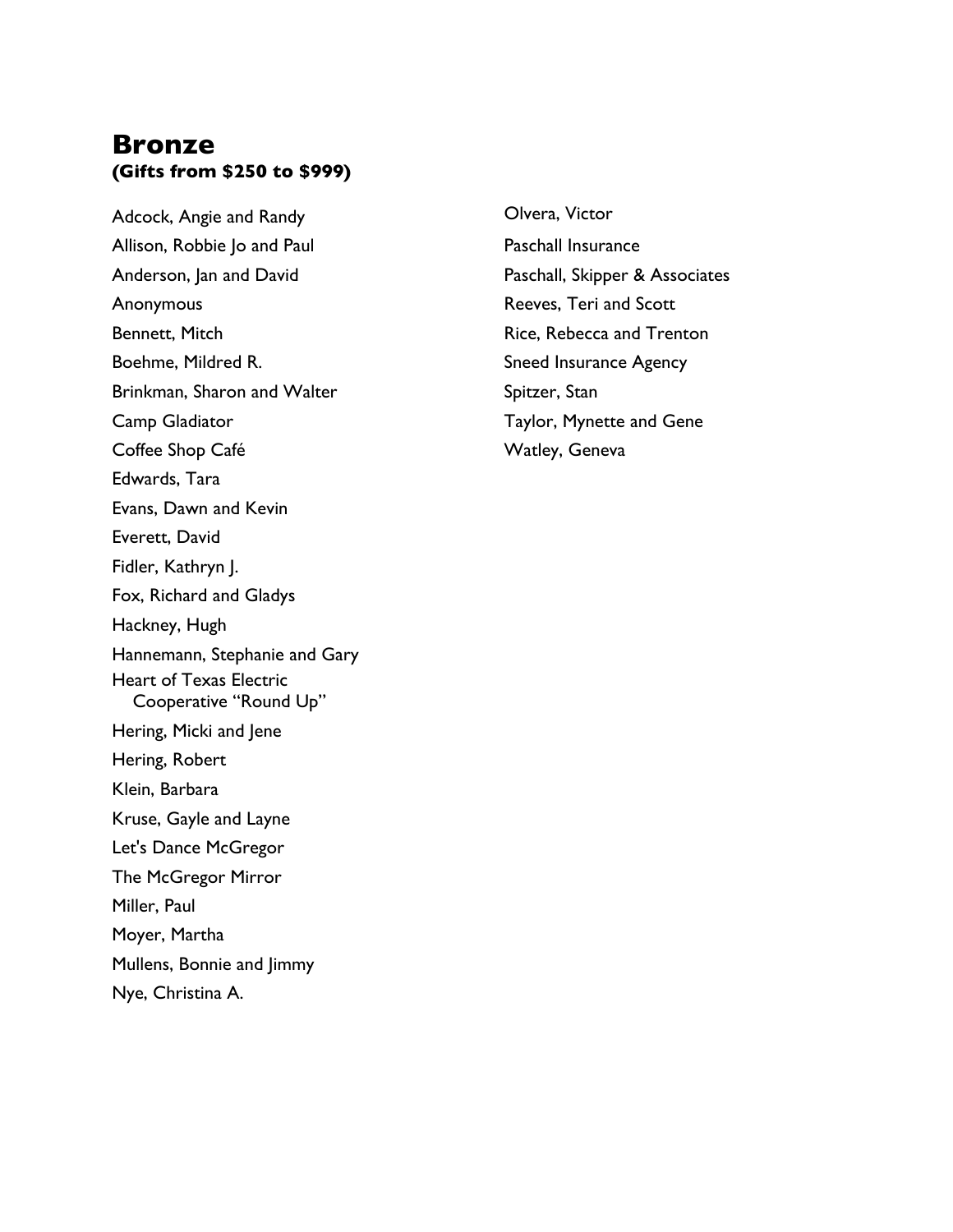## Bronze

**(Gifts from $250 to $999)**

Adcock, Angie and Randy
Allison, Robbie Jo and Paul
Anderson, Jan and David
Anonymous
Bennett, Mitch
Boehme, Mildred R.
Brinkman, Sharon and Walter
Camp Gladiator
Coffee Shop Café
Edwards, Tara
Evans, Dawn and Kevin
Everett, David
Fidler, Kathryn J.
Fox, Richard and Gladys
Hackney, Hugh
Hannemann, Stephanie and Gary
Heart of Texas Electric Cooperative "Round Up"
Hering, Micki and Jene
Hering, Robert
Klein, Barbara
Kruse, Gayle and Layne
Let's Dance McGregor
The McGregor Mirror
Miller, Paul
Moyer, Martha
Mullens, Bonnie and Jimmy
Nye, Christina A.
Olvera, Victor
Paschall Insurance
Paschall, Skipper & Associates
Reeves, Teri and Scott
Rice, Rebecca and Trenton
Sneed Insurance Agency
Spitzer, Stan
Taylor, Mynette and Gene
Watley, Geneva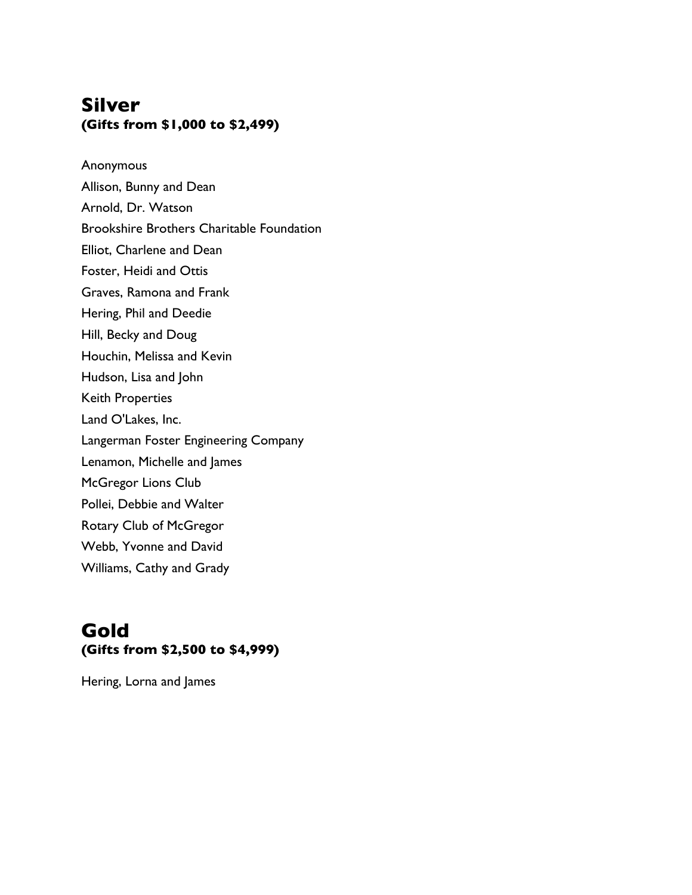## Silver
**(Gifts from $1,000 to $2,499)**

Anonymous
Allison, Bunny and Dean
Arnold, Dr. Watson
Brookshire Brothers Charitable Foundation
Elliot, Charlene and Dean
Foster, Heidi and Ottis
Graves, Ramona and Frank
Hering, Phil and Deedie
Hill, Becky and Doug
Houchin, Melissa and Kevin
Hudson, Lisa and John
Keith Properties
Land O'Lakes, Inc.
Langerman Foster Engineering Company
Lenamon, Michelle and James
McGregor Lions Club
Pollei, Debbie and Walter
Rotary Club of McGregor
Webb, Yvonne and David
Williams, Cathy and Grady

## Gold
**(Gifts from $2,500 to $4,999)**

Hering, Lorna and James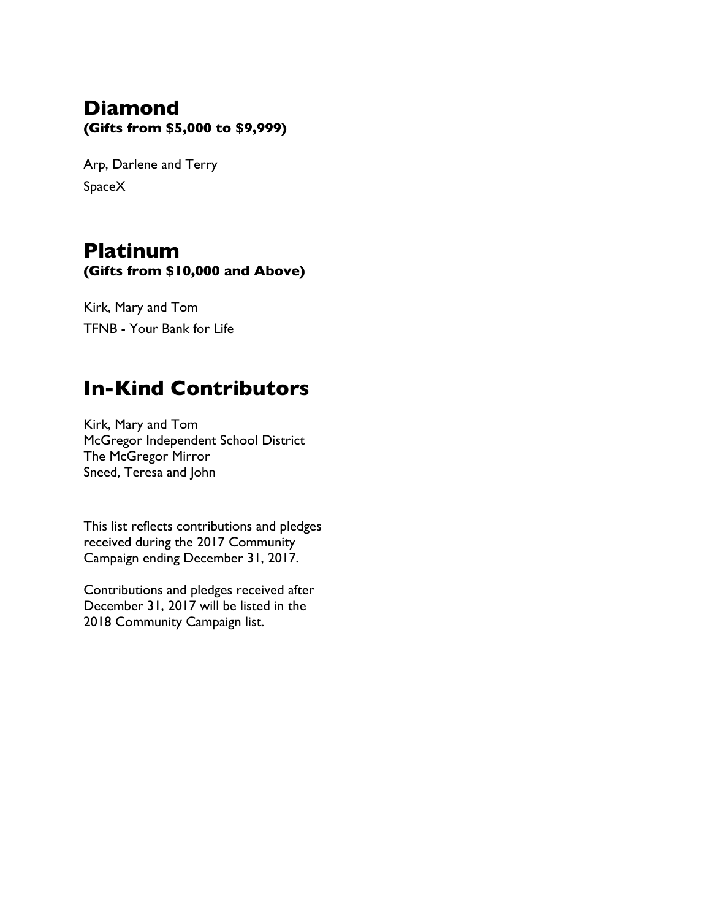## Diamond
**(Gifts from $5,000 to $9,999)**

Arp, Darlene and Terry

SpaceX

## Platinum
**(Gifts from $10,000 and Above)**

Kirk, Mary and Tom

TFNB - Your Bank for Life

## In-Kind Contributors

Kirk, Mary and Tom
McGregor Independent School District
The McGregor Mirror
Sneed, Teresa and John

This list reflects contributions and pledges received during the 2017 Community Campaign ending December 31, 2017.

Contributions and pledges received after December 31, 2017 will be listed in the 2018 Community Campaign list.